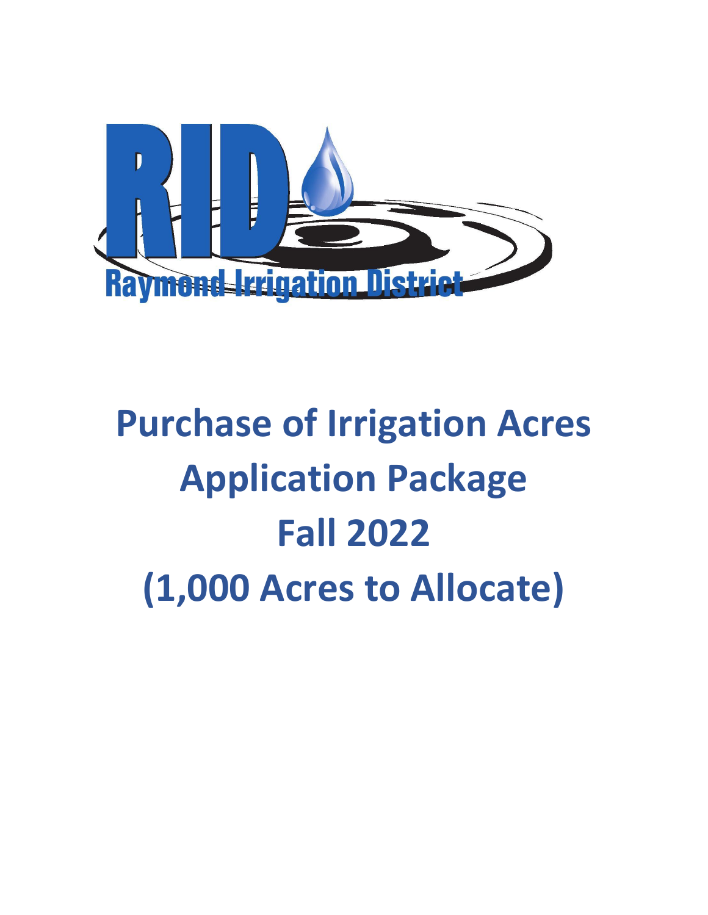RID

Raymond Irrigation District

# Purchase of Irrigation Acres Application Package Fall 2022 (1,000 Acres to Allocate)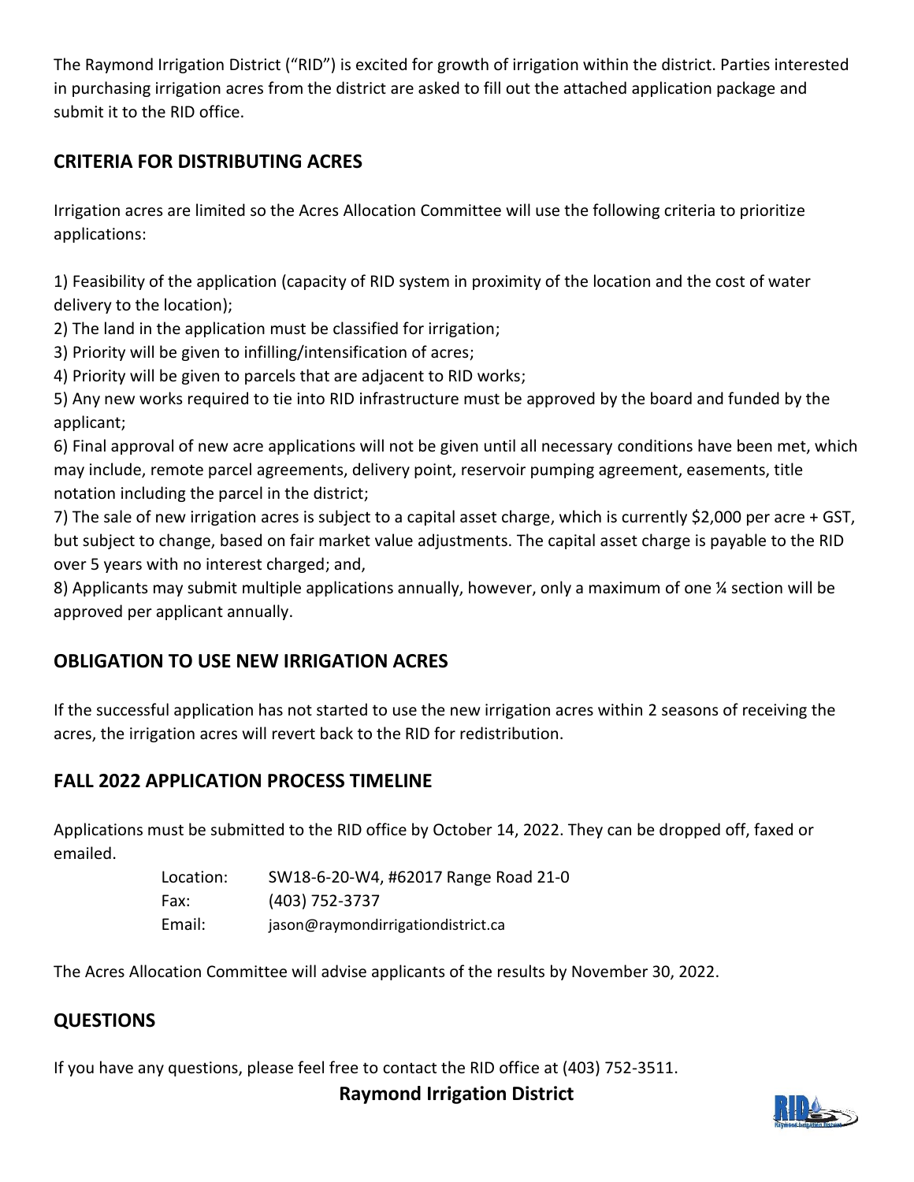The Raymond Irrigation District ("RID") is excited for growth of irrigation within the district. Parties interested in purchasing irrigation acres from the district are asked to fill out the attached application package and submit it to the RID office.

## CRITERIA FOR DISTRIBUTING ACRES

Irrigation acres are limited so the Acres Allocation Committee will use the following criteria to prioritize applications:

1) Feasibility of the application (capacity of RID system in proximity of the location and the cost of water delivery to the location);
2) The land in the application must be classified for irrigation;
3) Priority will be given to infilling/intensification of acres;
4) Priority will be given to parcels that are adjacent to RID works;
5) Any new works required to tie into RID infrastructure must be approved by the board and funded by the applicant;
6) Final approval of new acre applications will not be given until all necessary conditions have been met, which may include, remote parcel agreements, delivery point, reservoir pumping agreement, easements, title notation including the parcel in the district;
7) The sale of new irrigation acres is subject to a capital asset charge, which is currently $2,000 per acre + GST, but subject to change, based on fair market value adjustments. The capital asset charge is payable to the RID over 5 years with no interest charged; and,
8) Applicants may submit multiple applications annually, however, only a maximum of one ¼ section will be approved per applicant annually.

## OBLIGATION TO USE NEW IRRIGATION ACRES

If the successful application has not started to use the new irrigation acres within 2 seasons of receiving the acres, the irrigation acres will revert back to the RID for redistribution.

## FALL 2022 APPLICATION PROCESS TIMELINE

Applications must be submitted to the RID office by October 14, 2022. They can be dropped off, faxed or emailed.

Location: SW18-6-20-W4, #62017 Range Road 21-0
Fax: (403) 752-3737
Email: jason@raymondirrigationdistrict.ca

The Acres Allocation Committee will advise applicants of the results by November 30, 2022.

## QUESTIONS

If you have any questions, please feel free to contact the RID office at (403) 752-3511.

**Raymond Irrigation District**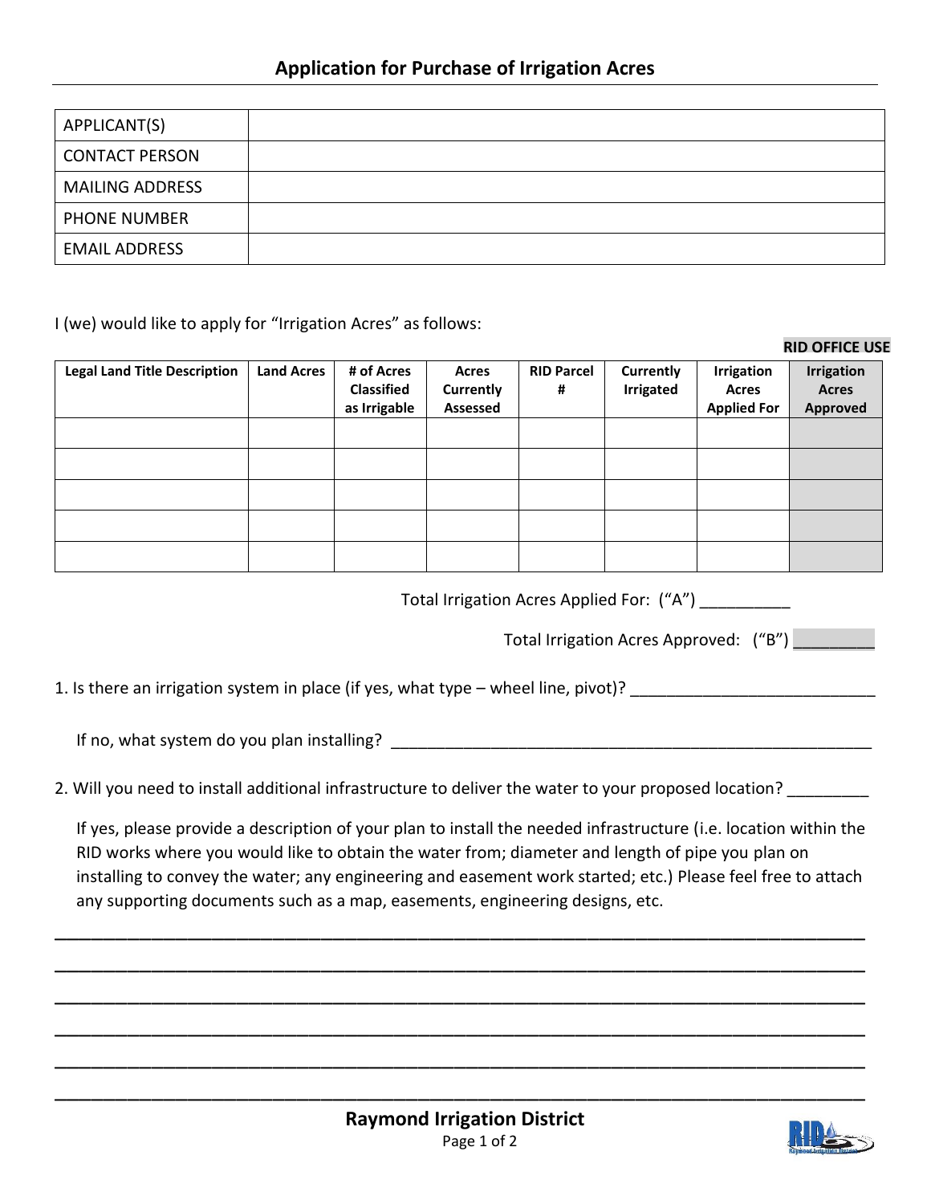# Application for Purchase of Irrigation Acres

| | |
|---|---|
| APPLICANT(S) | |
| CONTACT PERSON | |
| MAILING ADDRESS | |
| PHONE NUMBER | |
| EMAIL ADDRESS | |

I (we) would like to apply for "Irrigation Acres" as follows:

**RID OFFICE USE**

| Legal Land Title Description | Land Acres | # of Acres Classified as Irrigable | Acres Currently Assessed | RID Parcel # | Currently Irrigated | Irrigation Acres Applied For | Irrigation Acres Approved |
|---|---|---|---|---|---|---|---|
| | | | | | | | |
| | | | | | | | |
| | | | | | | | |
| | | | | | | | |
| | | | | | | | |

Total Irrigation Acres Applied For: ("A") __________

Total Irrigation Acres Approved: ("B") _________

1. Is there an irrigation system in place (if yes, what type – wheel line, pivot)? ___________________________

   If no, what system do you plan installing? ______________________________________________________

2. Will you need to install additional infrastructure to deliver the water to your proposed location? _________

   If yes, please provide a description of your plan to install the needed infrastructure (i.e. location within the RID works where you would like to obtain the water from; diameter and length of pipe you plan on installing to convey the water; any engineering and easement work started; etc.) Please feel free to attach any supporting documents such as a map, easements, engineering designs, etc.

_____________________________________________________________________________________

_____________________________________________________________________________________

_____________________________________________________________________________________

_____________________________________________________________________________________

_____________________________________________________________________________________

_____________________________________________________________________________________

**Raymond Irrigation District**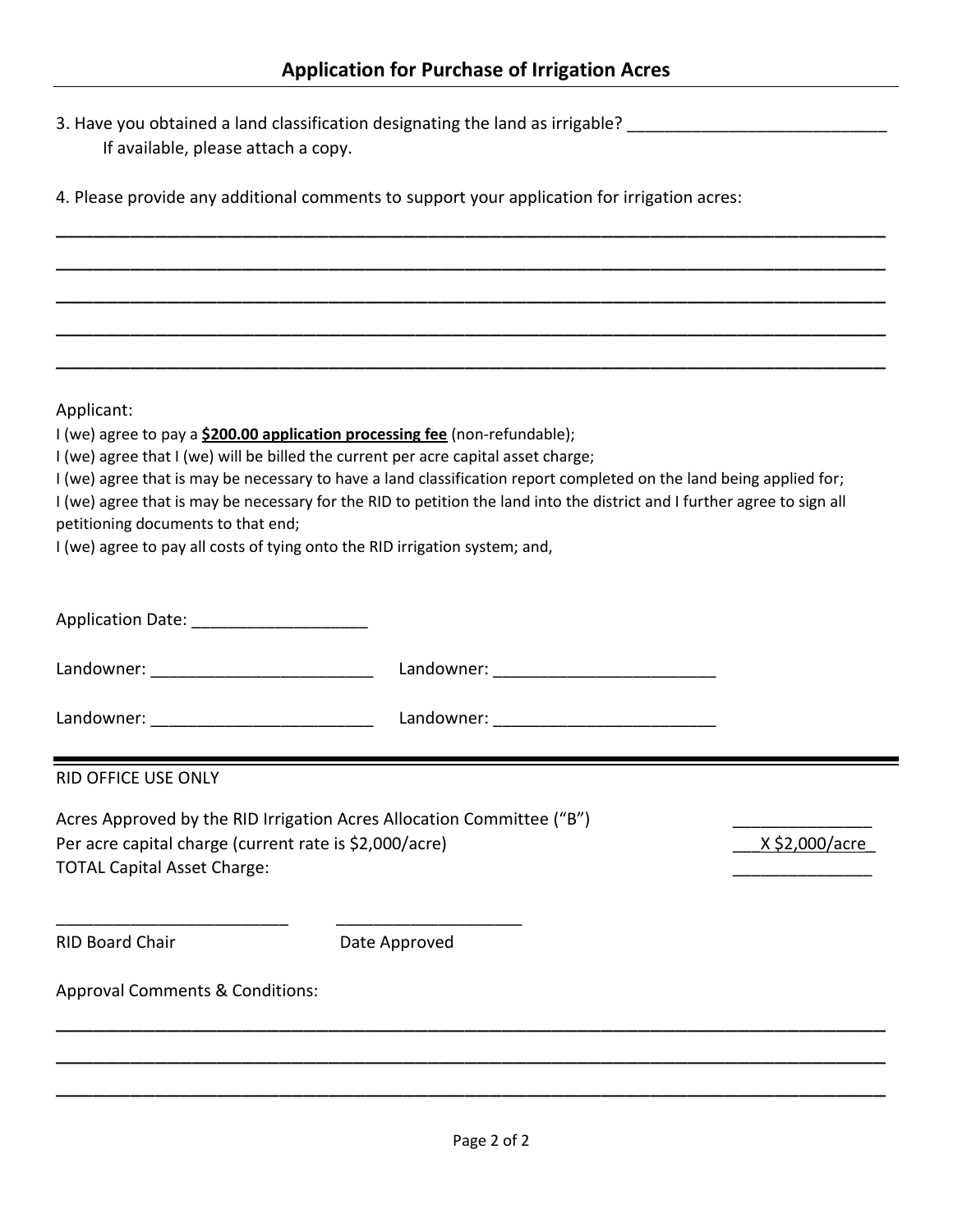## Application for Purchase of Irrigation Acres

3. Have you obtained a land classification designating the land as irrigable? ___________________________
   If available, please attach a copy.

4. Please provide any additional comments to support your application for irrigation acres:

_______________________________________________________________________________

_______________________________________________________________________________

_______________________________________________________________________________

_______________________________________________________________________________

_______________________________________________________________________________

Applicant:

I (we) agree to pay a **$200.00 application processing fee** (non-refundable);
I (we) agree that I (we) will be billed the current per acre capital asset charge;
I (we) agree that is may be necessary to have a land classification report completed on the land being applied for;
I (we) agree that is may be necessary for the RID to petition the land into the district and I further agree to sign all petitioning documents to that end;
I (we) agree to pay all costs of tying onto the RID irrigation system; and,

Application Date: ___________________

Landowner: ________________________ Landowner: ________________________

Landowner: ________________________ Landowner: ________________________

---

RID OFFICE USE ONLY

| | |
|---|---|
| Acres Approved by the RID Irrigation Acres Allocation Committee ("B") | _______________ |
| Per acre capital charge (current rate is $2,000/acre) | ___X $2,000/acre_ |
| TOTAL Capital Asset Charge: | _______________ |

_________________________ ____________________
RID Board Chair Date Approved

Approval Comments & Conditions:

_______________________________________________________________________________

_______________________________________________________________________________

_______________________________________________________________________________